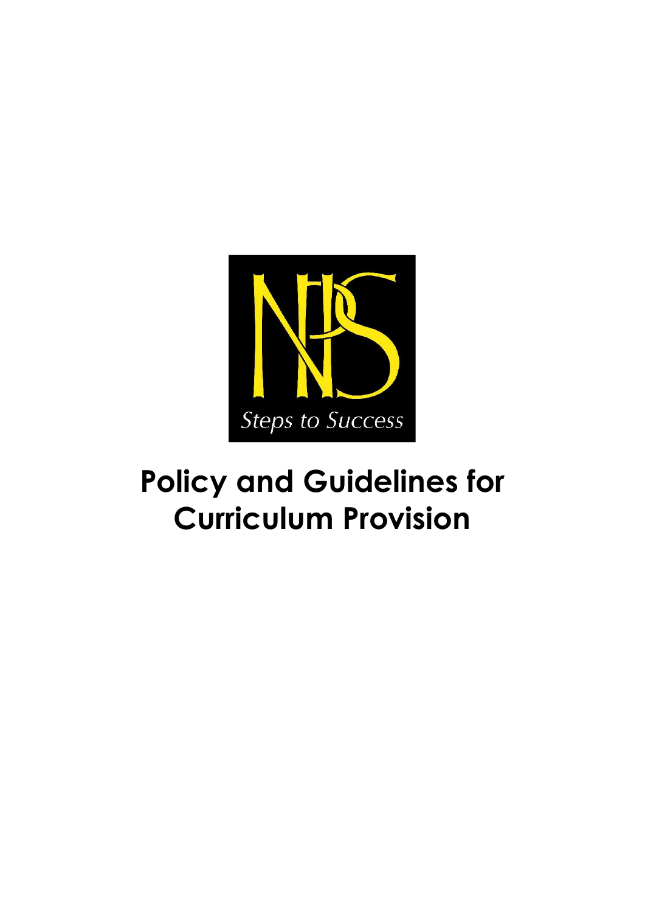Steps to Success

# Policy and Guidelines for Curriculum Provision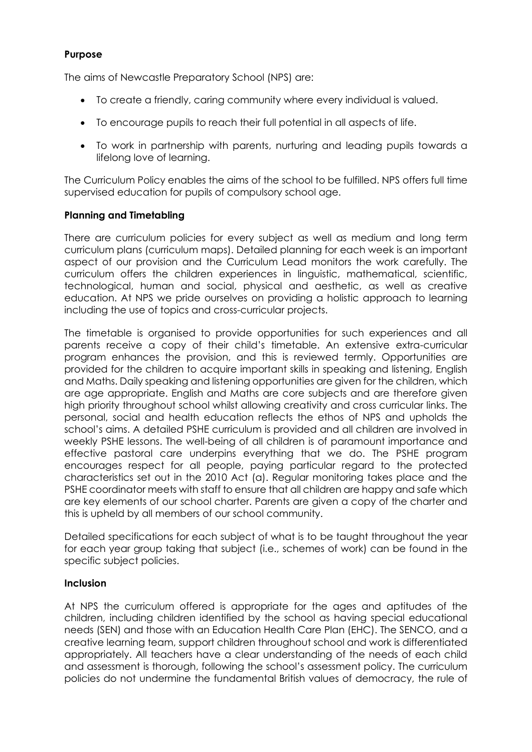**Purpose**

The aims of Newcastle Preparatory School (NPS) are:

- To create a friendly, caring community where every individual is valued.
- To encourage pupils to reach their full potential in all aspects of life.
- To work in partnership with parents, nurturing and leading pupils towards a lifelong love of learning.

The Curriculum Policy enables the aims of the school to be fulfilled. NPS offers full time supervised education for pupils of compulsory school age.

**Planning and Timetabling**

There are curriculum policies for every subject as well as medium and long term curriculum plans (curriculum maps). Detailed planning for each week is an important aspect of our provision and the Curriculum Lead monitors the work carefully. The curriculum offers the children experiences in linguistic, mathematical, scientific, technological, human and social, physical and aesthetic, as well as creative education. At NPS we pride ourselves on providing a holistic approach to learning including the use of topics and cross-curricular projects.

The timetable is organised to provide opportunities for such experiences and all parents receive a copy of their child's timetable. An extensive extra-curricular program enhances the provision, and this is reviewed termly. Opportunities are provided for the children to acquire important skills in speaking and listening, English and Maths. Daily speaking and listening opportunities are given for the children, which are age appropriate. English and Maths are core subjects and are therefore given high priority throughout school whilst allowing creativity and cross curricular links. The personal, social and health education reflects the ethos of NPS and upholds the school's aims. A detailed PSHE curriculum is provided and all children are involved in weekly PSHE lessons. The well-being of all children is of paramount importance and effective pastoral care underpins everything that we do. The PSHE program encourages respect for all people, paying particular regard to the protected characteristics set out in the 2010 Act (a). Regular monitoring takes place and the PSHE coordinator meets with staff to ensure that all children are happy and safe which are key elements of our school charter. Parents are given a copy of the charter and this is upheld by all members of our school community.

Detailed specifications for each subject of what is to be taught throughout the year for each year group taking that subject (i.e., schemes of work) can be found in the specific subject policies.

**Inclusion**

At NPS the curriculum offered is appropriate for the ages and aptitudes of the children, including children identified by the school as having special educational needs (SEN) and those with an Education Health Care Plan (EHC). The SENCO, and a creative learning team, support children throughout school and work is differentiated appropriately. All teachers have a clear understanding of the needs of each child and assessment is thorough, following the school's assessment policy. The curriculum policies do not undermine the fundamental British values of democracy, the rule of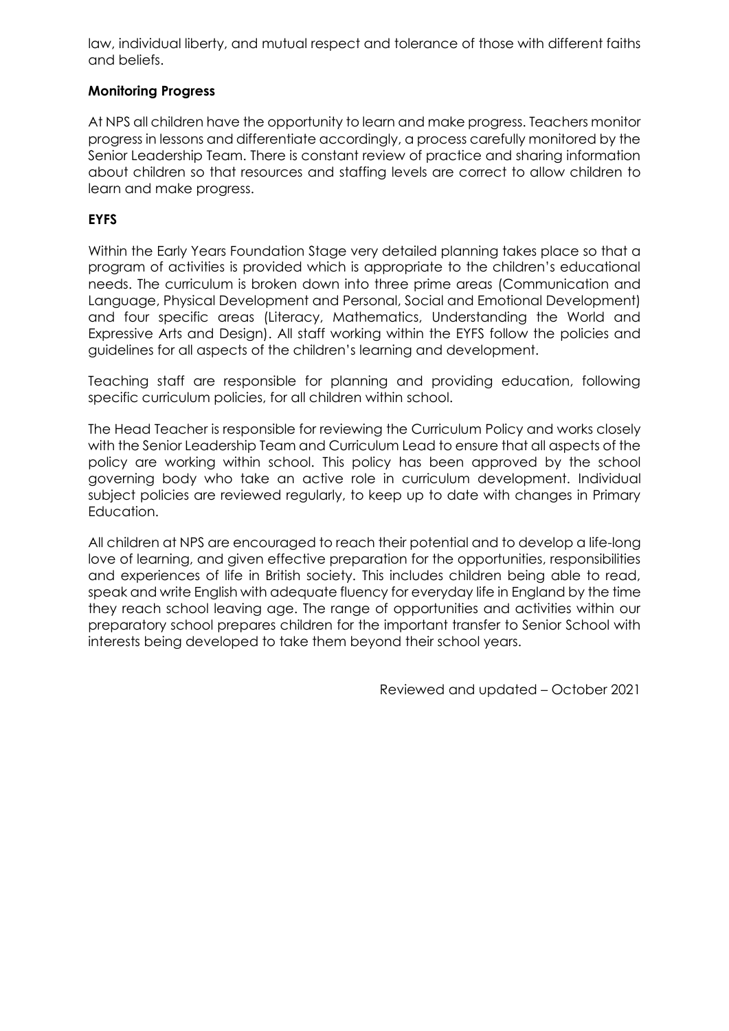law, individual liberty, and mutual respect and tolerance of those with different faiths and beliefs.

**Monitoring Progress**

At NPS all children have the opportunity to learn and make progress. Teachers monitor progress in lessons and differentiate accordingly, a process carefully monitored by the Senior Leadership Team. There is constant review of practice and sharing information about children so that resources and staffing levels are correct to allow children to learn and make progress.

**EYFS**

Within the Early Years Foundation Stage very detailed planning takes place so that a program of activities is provided which is appropriate to the children's educational needs. The curriculum is broken down into three prime areas (Communication and Language, Physical Development and Personal, Social and Emotional Development) and four specific areas (Literacy, Mathematics, Understanding the World and Expressive Arts and Design). All staff working within the EYFS follow the policies and guidelines for all aspects of the children's learning and development.

Teaching staff are responsible for planning and providing education, following specific curriculum policies, for all children within school.

The Head Teacher is responsible for reviewing the Curriculum Policy and works closely with the Senior Leadership Team and Curriculum Lead to ensure that all aspects of the policy are working within school. This policy has been approved by the school governing body who take an active role in curriculum development. Individual subject policies are reviewed regularly, to keep up to date with changes in Primary Education.

All children at NPS are encouraged to reach their potential and to develop a life-long love of learning, and given effective preparation for the opportunities, responsibilities and experiences of life in British society. This includes children being able to read, speak and write English with adequate fluency for everyday life in England by the time they reach school leaving age. The range of opportunities and activities within our preparatory school prepares children for the important transfer to Senior School with interests being developed to take them beyond their school years.

Reviewed and updated – October 2021